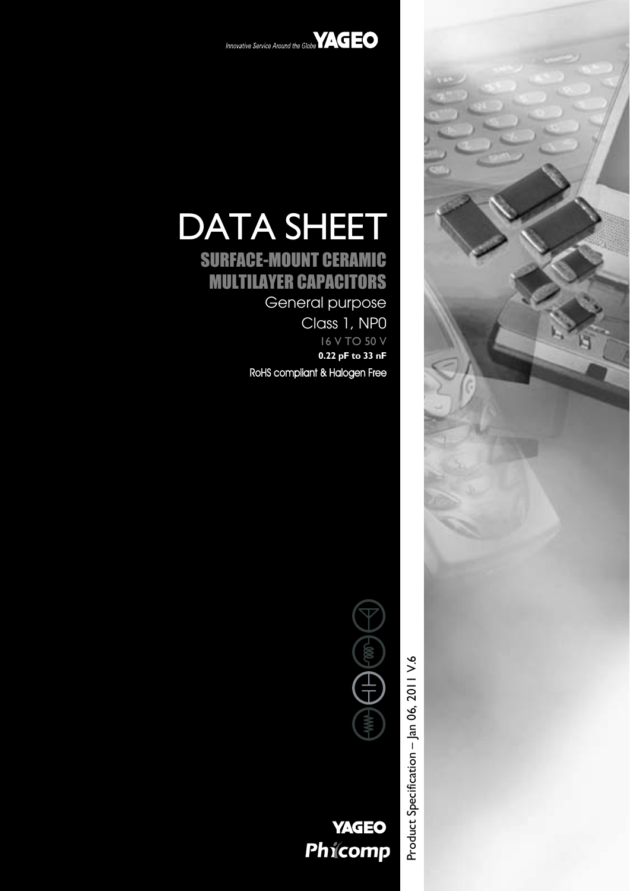Innovative Service Around the Globe **YAGEO**

# DATA SHEET

## SURFACE-MOUNT CERAMIC MULTILAYER CAPACITORS

General purpose

Class 1, NP0

16 V TO 50 V

**0.22 pF to 33 nF**

RoHS compliant & Halogen Free

Product Specification – Jan 06, 2011 V.6

**YAGEO**

**Phycomp**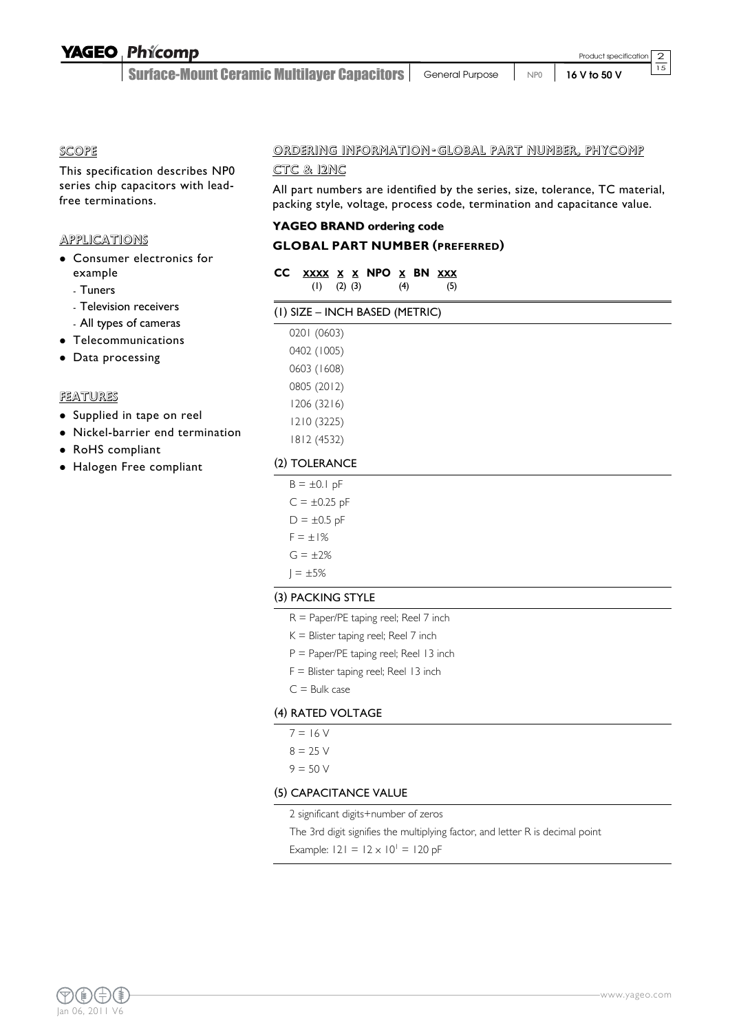## SCOPE

This specification describes NP0 series chip capacitors with lead-free terminations.

## APPLICATIONS

- Consumer electronics for example
  - Tuners
  - Television receivers
  - All types of cameras
- Telecommunications
- Data processing

## FEATURES

- Supplied in tape on reel
- Nickel-barrier end termination
- RoHS compliant
- Halogen Free compliant

## ORDERING INFORMATION - GLOBAL PART NUMBER, PHYCOMP CTC & 12NC

All part numbers are identified by the series, size, tolerance, TC material, packing style, voltage, process code, termination and capacitance value.

### YAGEO BRAND ordering code

### GLOBAL PART NUMBER (PREFERRED)

**CC xxxx x x NPO x BN xxx**
(1) (2) (3) (4) (5)

#### (1) SIZE – INCH BASED (METRIC)

0201 (0603)
0402 (1005)
0603 (1608)
0805 (2012)
1206 (3216)
1210 (3225)
1812 (4532)

#### (2) TOLERANCE

B = ±0.1 pF
C = ±0.25 pF
D = ±0.5 pF
F = ±1%
G = ±2%
J = ±5%

#### (3) PACKING STYLE

R = Paper/PE taping reel; Reel 7 inch
K = Blister taping reel; Reel 7 inch
P = Paper/PE taping reel; Reel 13 inch
F = Blister taping reel; Reel 13 inch
C = Bulk case

#### (4) RATED VOLTAGE

7 = 16 V
8 = 25 V
9 = 50 V

#### (5) CAPACITANCE VALUE

2 significant digits+number of zeros

The 3rd digit signifies the multiplying factor, and letter R is decimal point

Example: 121 = $12 \times 10^1$ = 120 pF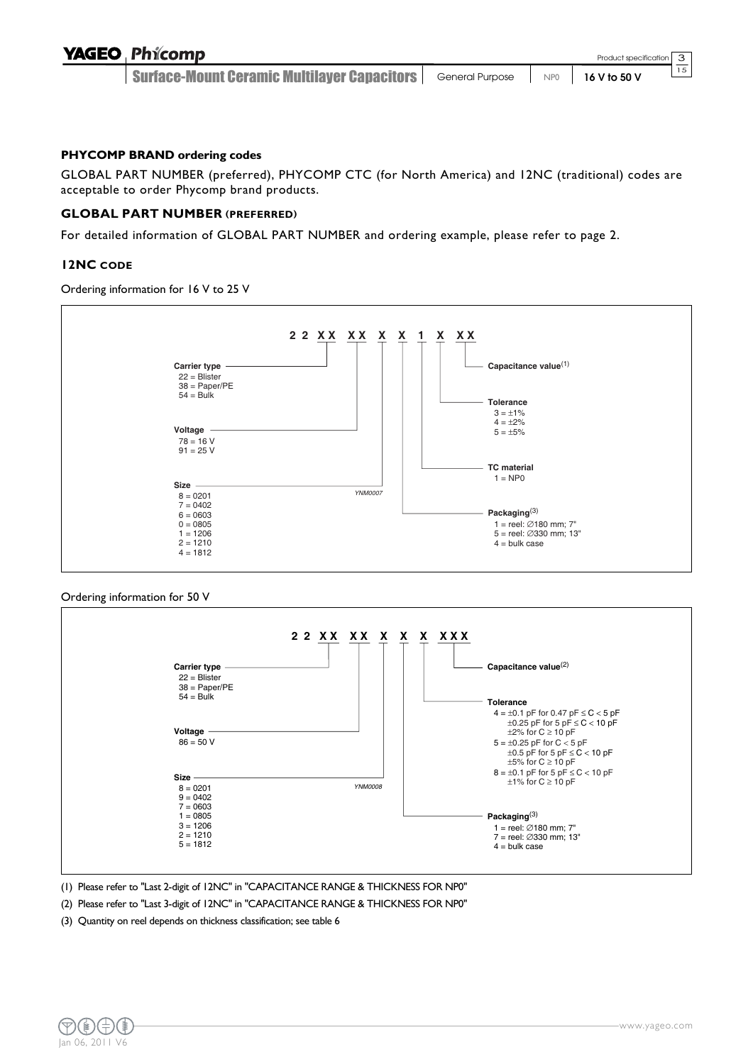#### PHYCOMP BRAND ordering codes

GLOBAL PART NUMBER (preferred), PHYCOMP CTC (for North America) and 12NC (traditional) codes are acceptable to order Phycomp brand products.

### GLOBAL PART NUMBER (PREFERRED)

For detailed information of GLOBAL PART NUMBER and ordering example, please refer to page 2.

### 12NC CODE

Ordering information for 16 V to 25 V

**2 2 XX XX X X 1 X XX**

**Carrier type**
- 22 = Blister
- 38 = Paper/PE
- 54 = Bulk

**Voltage**
- 78 = 16 V
- 91 = 25 V

**Size**
- 8 = 0201
- 7 = 0402
- 6 = 0603
- 0 = 0805
- 1 = 1206
- 2 = 1210
- 4 = 1812

**Capacitance value**(1)

**Tolerance**
- 3 = ±1%
- 4 = ±2%
- 5 = ±5%

**TC material**
- 1 = NP0

**Packaging**(3)
- 1 = reel: ∅180 mm; 7"
- 5 = reel: ∅330 mm; 13"
- 4 = bulk case

YNM0007

Ordering information for 50 V

**2 2 XX XX X X X XXX**

**Carrier type**
- 22 = Blister
- 38 = Paper/PE
- 54 = Bulk

**Voltage**
- 86 = 50 V

**Size**
- 8 = 0201
- 9 = 0402
- 7 = 0603
- 1 = 0805
- 3 = 1206
- 2 = 1210
- 5 = 1812

**Capacitance value**(2)

**Tolerance**
- 4 = ±0.1 pF for 0.47 pF ≤ C < 5 pF
  ±0.25 pF for 5 pF ≤ C < 10 pF
  ±2% for C ≥ 10 pF
- 5 = ±0.25 pF for C < 5 pF
  ±0.5 pF for 5 pF ≤ C < 10 pF
  ±5% for C ≥ 10 pF
- 8 = ±0.1 pF for 5 pF ≤ C < 10 pF
  ±1% for C ≥ 10 pF

**Packaging**(3)
- 1 = reel: ∅180 mm; 7"
- 7 = reel: ∅330 mm; 13"
- 4 = bulk case

YNM0008

(1) Please refer to "Last 2-digit of 12NC" in "CAPACITANCE RANGE & THICKNESS FOR NP0"

(2) Please refer to "Last 3-digit of 12NC" in "CAPACITANCE RANGE & THICKNESS FOR NP0"

(3) Quantity on reel depends on thickness classification; see table 6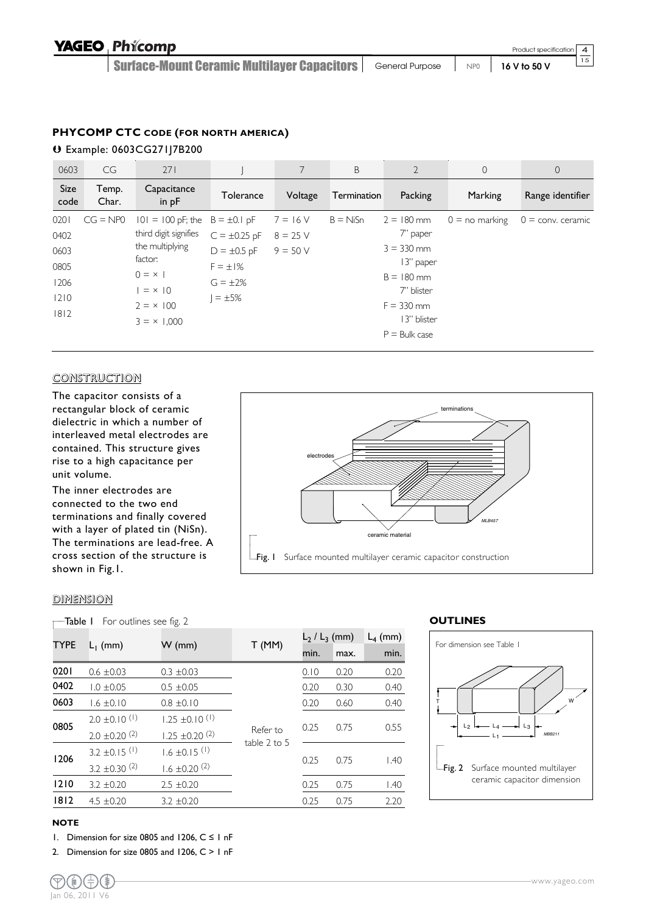### PHYCOMP CTC CODE (FOR NORTH AMERICA)

Example: 0603CG271J7B200

| 0603 | CG | 271 | J | 7 | B | 2 | 0 | 0 |
|---|---|---|---|---|---|---|---|---|
| Size code | Temp. Char. | Capacitance in pF | Tolerance | Voltage | Termination | Packing | Marking | Range identifier |
| 0201<br>0402<br>0603<br>0805<br>1206<br>1210<br>1812 | CG = NP0 | 101 = 100 pF; the third digit signifies the multiplying factor:<br>0 = × 1<br>1 = × 10<br>2 = × 100<br>3 = × 1,000 | B = ±0.1 pF<br>C = ±0.25 pF<br>D = ±0.5 pF<br>F = ±1%<br>G = ±2%<br>J = ±5% | 7 = 16 V<br>8 = 25 V<br>9 = 50 V | B = NiSn | 2 = 180 mm 7" paper<br>3 = 330 mm 13" paper<br>B = 180 mm 7" blister<br>F = 330 mm 13" blister<br>P = Bulk case | 0 = no marking | 0 = conv. ceramic |

## CONSTRUCTION

The capacitor consists of a rectangular block of ceramic dielectric in which a number of interleaved metal electrodes are contained. This structure gives rise to a high capacitance per unit volume.

The inner electrodes are connected to the two end terminations and finally covered with a layer of plated tin (NiSn). The terminations are lead-free. A cross section of the structure is shown in Fig.1.

Fig. 1 Surface mounted multilayer ceramic capacitor construction

## DIMENSION

Table 1 For outlines see fig. 2

| TYPE | $L_1$ (mm) | W (mm) | T (MM) | $L_2$ / $L_3$ (mm) min. | $L_2$ / $L_3$ (mm) max. | $L_4$ (mm) min. |
|---|---|---|---|---|---|---|
| 0201 | 0.6 ±0.03 | 0.3 ±0.03 | Refer to table 2 to 5 | 0.10 | 0.20 | 0.20 |
| 0402 | 1.0 ±0.05 | 0.5 ±0.05 | | 0.20 | 0.30 | 0.40 |
| 0603 | 1.6 ±0.10 | 0.8 ±0.10 | | 0.20 | 0.60 | 0.40 |
| 0805 | 2.0 ±0.10 (1)<br>2.0 ±0.20 (2) | 1.25 ±0.10 (1)<br>1.25 ±0.20 (2) | | 0.25 | 0.75 | 0.55 |
| 1206 | 3.2 ±0.15 (1)<br>3.2 ±0.30 (2) | 1.6 ±0.15 (1)<br>1.6 ±0.20 (2) | | 0.25 | 0.75 | 1.40 |
| 1210 | 3.2 ±0.20 | 2.5 ±0.20 | | 0.25 | 0.75 | 1.40 |
| 1812 | 4.5 ±0.20 | 3.2 ±0.20 | | 0.25 | 0.75 | 2.20 |

**NOTE**

1. Dimension for size 0805 and 1206, C ≤ 1 nF
2. Dimension for size 0805 and 1206, C > 1 nF

### OUTLINES

For dimension see Table 1

Fig. 2 Surface mounted multilayer ceramic capacitor dimension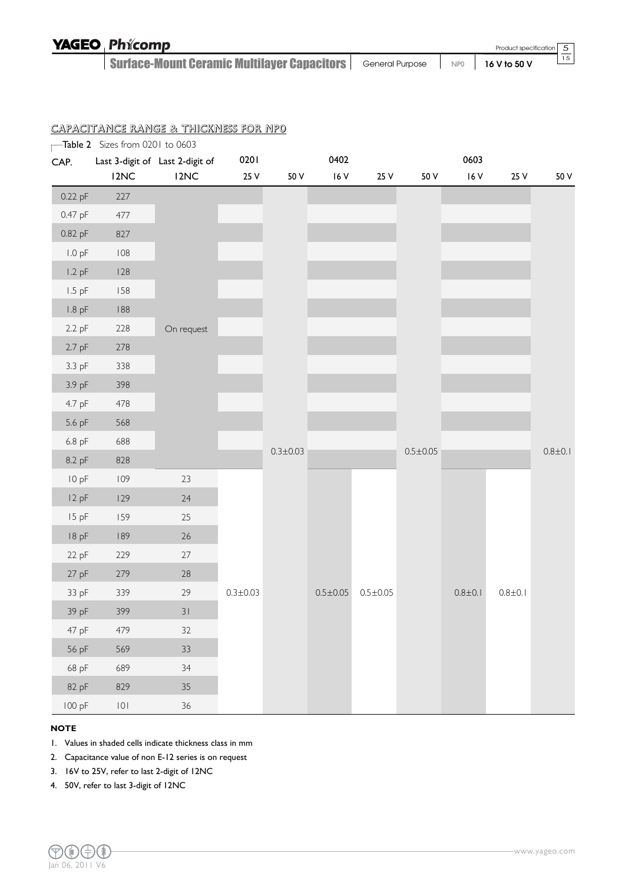## CAPACITANCE RANGE & THICKNESS FOR NP0

Table 2 Sizes from 0201 to 0603

| CAP. | Last 3-digit of 12NC | Last 2-digit of 12NC | 0201 | | 0402 | | | 0603 | | |
|---|---|---|---|---|---|---|---|---|---|---|
| | | | 25 V | 50 V | 16 V | 25 V | 50 V | 16 V | 25 V | 50 V |
| 0.22 pF | 227 | | | | | | | | | |
| 0.47 pF | 477 | | | | | | | | | |
| 0.82 pF | 827 | | | | | | | | | |
| 1.0 pF | 108 | | | | | | | | | |
| 1.2 pF | 128 | | | | | | | | | |
| 1.5 pF | 158 | | | | | | | | | |
| 1.8 pF | 188 | | | | | | | | | |
| 2.2 pF | 228 | On request | | | | | | | | |
| 2.7 pF | 278 | | | | | | | | | |
| 3.3 pF | 338 | | | | | | | | | |
| 3.9 pF | 398 | | | | | | | | | |
| 4.7 pF | 478 | | | | | | | | | |
| 5.6 pF | 568 | | | | | | | | | |
| 6.8 pF | 688 | | | | | | | | | |
| 8.2 pF | 828 | | | 0.3±0.03 | | | 0.5±0.05 | | | 0.8±0.1 |
| 10 pF | 109 | 23 | | | | | | | | |
| 12 pF | 129 | 24 | | | | | | | | |
| 15 pF | 159 | 25 | | | | | | | | |
| 18 pF | 189 | 26 | | | | | | | | |
| 22 pF | 229 | 27 | | | | | | | | |
| 27 pF | 279 | 28 | | | | | | | | |
| 33 pF | 339 | 29 | 0.3±0.03 | | 0.5±0.05 | 0.5±0.05 | | 0.8±0.1 | 0.8±0.1 | |
| 39 pF | 399 | 31 | | | | | | | | |
| 47 pF | 479 | 32 | | | | | | | | |
| 56 pF | 569 | 33 | | | | | | | | |
| 68 pF | 689 | 34 | | | | | | | | |
| 82 pF | 829 | 35 | | | | | | | | |
| 100 pF | 101 | 36 | | | | | | | | |

**NOTE**

1. Values in shaded cells indicate thickness class in mm
2. Capacitance value of non E-12 series is on request
3. 16V to 25V, refer to last 2-digit of 12NC
4. 50V, refer to last 3-digit of 12NC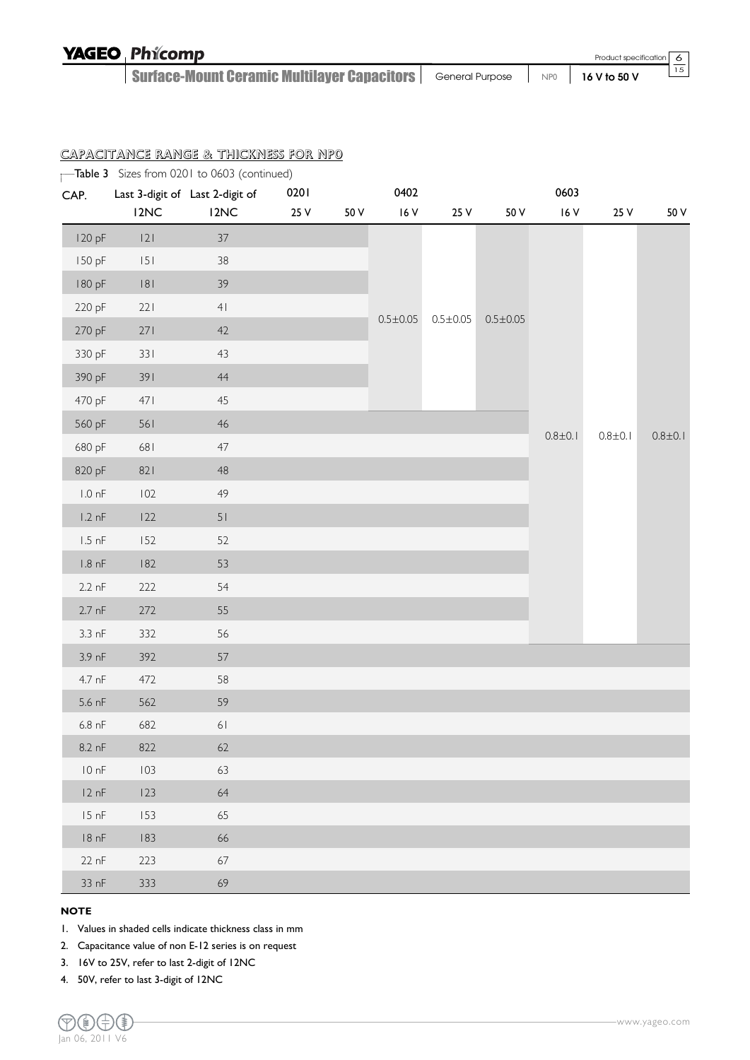## CAPACITANCE RANGE & THICKNESS FOR NP0

Table 3 Sizes from 0201 to 0603 (continued)

| CAP. | Last 3-digit of 12NC | Last 2-digit of 12NC | 0201 25 V | 0201 50 V | 0402 16 V | 0402 25 V | 0402 50 V | 0603 16 V | 0603 25 V | 0603 50 V |
|---|---|---|---|---|---|---|---|---|---|---|
| 120 pF | 121 | 37 | | | 0.5±0.05 | 0.5±0.05 | 0.5±0.05 | 0.8±0.1 | 0.8±0.1 | 0.8±0.1 |
| 150 pF | 151 | 38 | | | 0.5±0.05 | 0.5±0.05 | 0.5±0.05 | 0.8±0.1 | 0.8±0.1 | 0.8±0.1 |
| 180 pF | 181 | 39 | | | 0.5±0.05 | 0.5±0.05 | 0.5±0.05 | 0.8±0.1 | 0.8±0.1 | 0.8±0.1 |
| 220 pF | 221 | 41 | | | 0.5±0.05 | 0.5±0.05 | 0.5±0.05 | 0.8±0.1 | 0.8±0.1 | 0.8±0.1 |
| 270 pF | 271 | 42 | | | 0.5±0.05 | 0.5±0.05 | 0.5±0.05 | 0.8±0.1 | 0.8±0.1 | 0.8±0.1 |
| 330 pF | 331 | 43 | | | 0.5±0.05 | 0.5±0.05 | 0.5±0.05 | 0.8±0.1 | 0.8±0.1 | 0.8±0.1 |
| 390 pF | 391 | 44 | | | 0.5±0.05 | 0.5±0.05 | 0.5±0.05 | 0.8±0.1 | 0.8±0.1 | 0.8±0.1 |
| 470 pF | 471 | 45 | | | 0.5±0.05 | 0.5±0.05 | 0.5±0.05 | 0.8±0.1 | 0.8±0.1 | 0.8±0.1 |
| 560 pF | 561 | 46 | | | | | | 0.8±0.1 | 0.8±0.1 | 0.8±0.1 |
| 680 pF | 681 | 47 | | | | | | 0.8±0.1 | 0.8±0.1 | 0.8±0.1 |
| 820 pF | 821 | 48 | | | | | | 0.8±0.1 | 0.8±0.1 | 0.8±0.1 |
| 1.0 nF | 102 | 49 | | | | | | 0.8±0.1 | 0.8±0.1 | 0.8±0.1 |
| 1.2 nF | 122 | 51 | | | | | | 0.8±0.1 | 0.8±0.1 | 0.8±0.1 |
| 1.5 nF | 152 | 52 | | | | | | 0.8±0.1 | 0.8±0.1 | 0.8±0.1 |
| 1.8 nF | 182 | 53 | | | | | | 0.8±0.1 | 0.8±0.1 | 0.8±0.1 |
| 2.2 nF | 222 | 54 | | | | | | 0.8±0.1 | 0.8±0.1 | 0.8±0.1 |
| 2.7 nF | 272 | 55 | | | | | | 0.8±0.1 | 0.8±0.1 | 0.8±0.1 |
| 3.3 nF | 332 | 56 | | | | | | 0.8±0.1 | 0.8±0.1 | 0.8±0.1 |
| 3.9 nF | 392 | 57 | | | | | | | | |
| 4.7 nF | 472 | 58 | | | | | | | | |
| 5.6 nF | 562 | 59 | | | | | | | | |
| 6.8 nF | 682 | 61 | | | | | | | | |
| 8.2 nF | 822 | 62 | | | | | | | | |
| 10 nF | 103 | 63 | | | | | | | | |
| 12 nF | 123 | 64 | | | | | | | | |
| 15 nF | 153 | 65 | | | | | | | | |
| 18 nF | 183 | 66 | | | | | | | | |
| 22 nF | 223 | 67 | | | | | | | | |
| 33 nF | 333 | 69 | | | | | | | | |

**NOTE**

1. Values in shaded cells indicate thickness class in mm
2. Capacitance value of non E-12 series is on request
3. 16V to 25V, refer to last 2-digit of 12NC
4. 50V, refer to last 3-digit of 12NC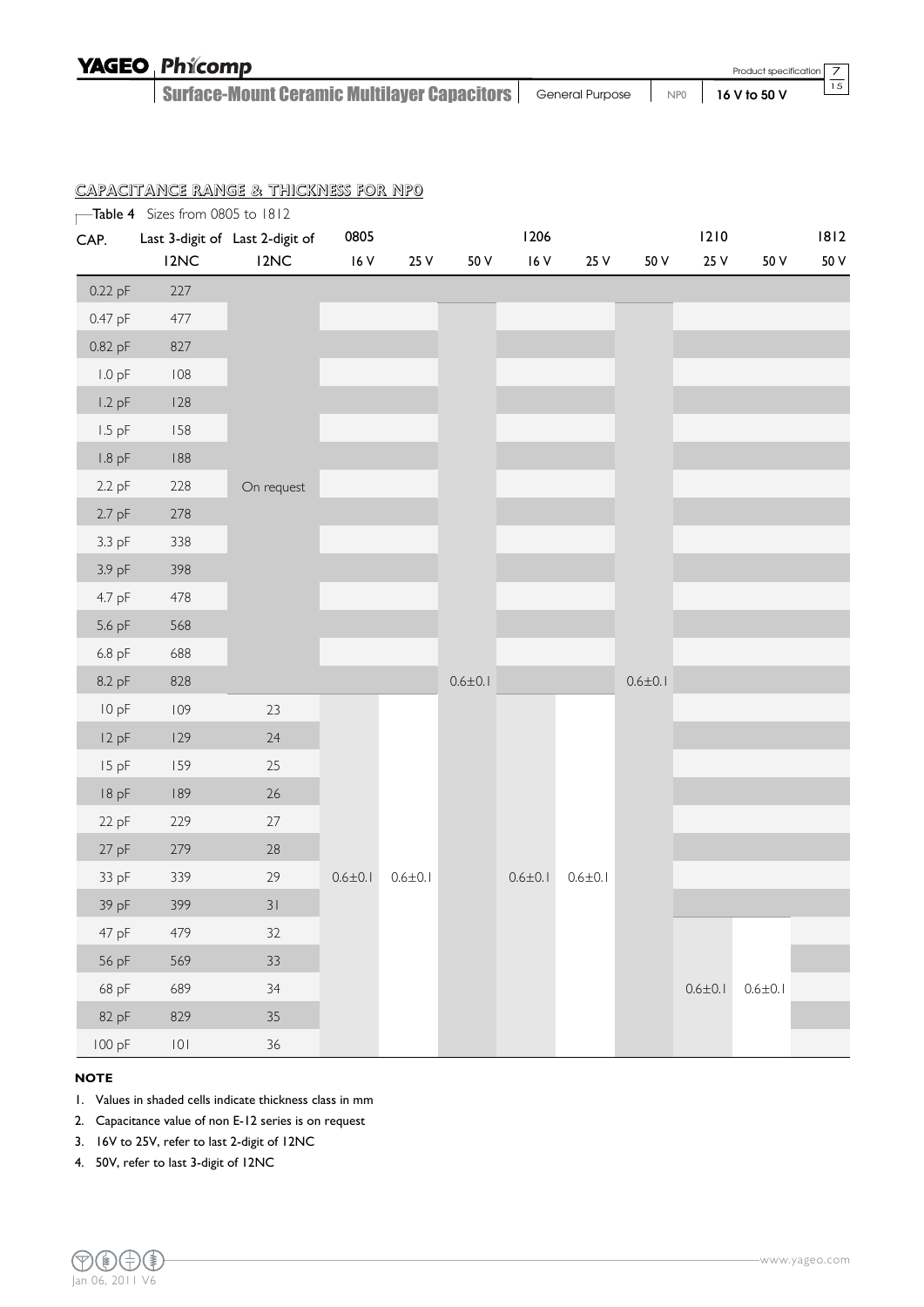## CAPACITANCE RANGE & THICKNESS FOR NP0

Table 4 Sizes from 0805 to 1812

| CAP. | Last 3-digit of 12NC | Last 2-digit of 12NC | 0805 16 V | 0805 25 V | 0805 50 V | 1206 16 V | 1206 25 V | 1206 50 V | 1210 25 V | 1210 50 V | 1812 50 V |
|---|---|---|---|---|---|---|---|---|---|---|---|
| 0.22 pF | 227 | On request | | | | | | | | | |
| 0.47 pF | 477 | On request | | | 0.6±0.1 | | | 0.6±0.1 | | | |
| 0.82 pF | 827 | On request | | | 0.6±0.1 | | | 0.6±0.1 | | | |
| 1.0 pF | 108 | On request | | | 0.6±0.1 | | | 0.6±0.1 | | | |
| 1.2 pF | 128 | On request | | | 0.6±0.1 | | | 0.6±0.1 | | | |
| 1.5 pF | 158 | On request | | | 0.6±0.1 | | | 0.6±0.1 | | | |
| 1.8 pF | 188 | On request | | | 0.6±0.1 | | | 0.6±0.1 | | | |
| 2.2 pF | 228 | On request | | | 0.6±0.1 | | | 0.6±0.1 | | | |
| 2.7 pF | 278 | On request | | | 0.6±0.1 | | | 0.6±0.1 | | | |
| 3.3 pF | 338 | On request | | | 0.6±0.1 | | | 0.6±0.1 | | | |
| 3.9 pF | 398 | On request | | | 0.6±0.1 | | | 0.6±0.1 | | | |
| 4.7 pF | 478 | On request | | | 0.6±0.1 | | | 0.6±0.1 | | | |
| 5.6 pF | 568 | On request | | | 0.6±0.1 | | | 0.6±0.1 | | | |
| 6.8 pF | 688 | On request | | | 0.6±0.1 | | | 0.6±0.1 | | | |
| 8.2 pF | 828 | On request | | | 0.6±0.1 | | | 0.6±0.1 | | | |
| 10 pF | 109 | 23 | 0.6±0.1 | 0.6±0.1 | 0.6±0.1 | 0.6±0.1 | 0.6±0.1 | 0.6±0.1 | | | |
| 12 pF | 129 | 24 | 0.6±0.1 | 0.6±0.1 | 0.6±0.1 | 0.6±0.1 | 0.6±0.1 | 0.6±0.1 | | | |
| 15 pF | 159 | 25 | 0.6±0.1 | 0.6±0.1 | 0.6±0.1 | 0.6±0.1 | 0.6±0.1 | 0.6±0.1 | | | |
| 18 pF | 189 | 26 | 0.6±0.1 | 0.6±0.1 | 0.6±0.1 | 0.6±0.1 | 0.6±0.1 | 0.6±0.1 | | | |
| 22 pF | 229 | 27 | 0.6±0.1 | 0.6±0.1 | 0.6±0.1 | 0.6±0.1 | 0.6±0.1 | 0.6±0.1 | | | |
| 27 pF | 279 | 28 | 0.6±0.1 | 0.6±0.1 | 0.6±0.1 | 0.6±0.1 | 0.6±0.1 | 0.6±0.1 | | | |
| 33 pF | 339 | 29 | 0.6±0.1 | 0.6±0.1 | 0.6±0.1 | 0.6±0.1 | 0.6±0.1 | 0.6±0.1 | | | |
| 39 pF | 399 | 31 | 0.6±0.1 | 0.6±0.1 | 0.6±0.1 | 0.6±0.1 | 0.6±0.1 | 0.6±0.1 | | | |
| 47 pF | 479 | 32 | 0.6±0.1 | 0.6±0.1 | 0.6±0.1 | 0.6±0.1 | 0.6±0.1 | 0.6±0.1 | 0.6±0.1 | 0.6±0.1 | |
| 56 pF | 569 | 33 | 0.6±0.1 | 0.6±0.1 | 0.6±0.1 | 0.6±0.1 | 0.6±0.1 | 0.6±0.1 | 0.6±0.1 | 0.6±0.1 | |
| 68 pF | 689 | 34 | 0.6±0.1 | 0.6±0.1 | 0.6±0.1 | 0.6±0.1 | 0.6±0.1 | 0.6±0.1 | 0.6±0.1 | 0.6±0.1 | |
| 82 pF | 829 | 35 | 0.6±0.1 | 0.6±0.1 | 0.6±0.1 | 0.6±0.1 | 0.6±0.1 | 0.6±0.1 | 0.6±0.1 | 0.6±0.1 | |
| 100 pF | 101 | 36 | 0.6±0.1 | 0.6±0.1 | 0.6±0.1 | 0.6±0.1 | 0.6±0.1 | 0.6±0.1 | 0.6±0.1 | 0.6±0.1 | |

**NOTE**

1. Values in shaded cells indicate thickness class in mm
2. Capacitance value of non E-12 series is on request
3. 16V to 25V, refer to last 2-digit of 12NC
4. 50V, refer to last 3-digit of 12NC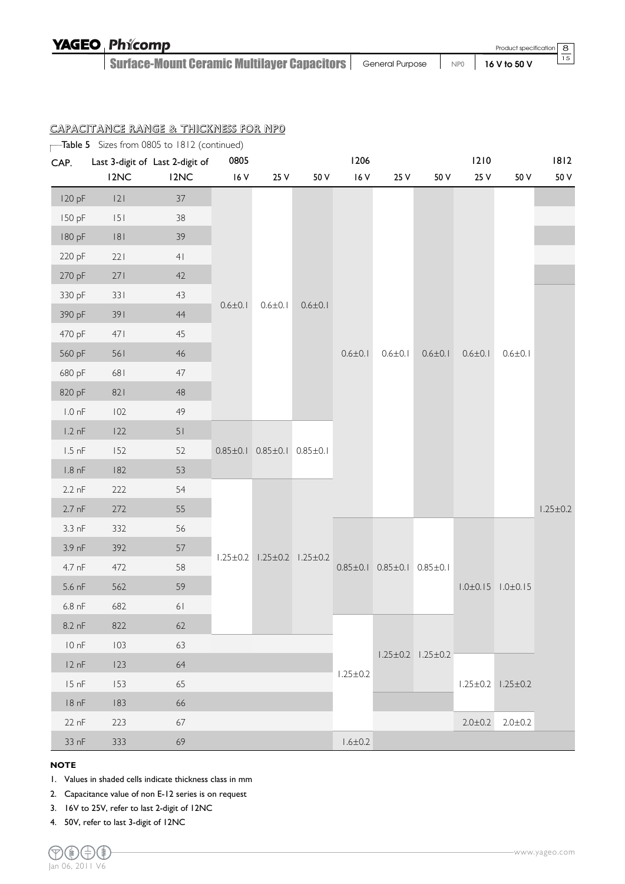## CAPACITANCE RANGE & THICKNESS FOR NP0

Table 5 Sizes from 0805 to 1812 (continued)

| CAP. | Last 3-digit of 12NC | Last 2-digit of 12NC | 0805 16 V | 0805 25 V | 0805 50 V | 1206 16 V | 1206 25 V | 1206 50 V | 1210 25 V | 1210 50 V | 1812 50 V |
|---|---|---|---|---|---|---|---|---|---|---|---|
| 120 pF | 121 | 37 | 0.6±0.1 | 0.6±0.1 | 0.6±0.1 | 0.6±0.1 | 0.6±0.1 | 0.6±0.1 | 0.6±0.1 | 0.6±0.1 | |
| 150 pF | 151 | 38 | 0.6±0.1 | 0.6±0.1 | 0.6±0.1 | 0.6±0.1 | 0.6±0.1 | 0.6±0.1 | 0.6±0.1 | 0.6±0.1 | |
| 180 pF | 181 | 39 | 0.6±0.1 | 0.6±0.1 | 0.6±0.1 | 0.6±0.1 | 0.6±0.1 | 0.6±0.1 | 0.6±0.1 | 0.6±0.1 | |
| 220 pF | 221 | 41 | 0.6±0.1 | 0.6±0.1 | 0.6±0.1 | 0.6±0.1 | 0.6±0.1 | 0.6±0.1 | 0.6±0.1 | 0.6±0.1 | |
| 270 pF | 271 | 42 | 0.6±0.1 | 0.6±0.1 | 0.6±0.1 | 0.6±0.1 | 0.6±0.1 | 0.6±0.1 | 0.6±0.1 | 0.6±0.1 | |
| 330 pF | 331 | 43 | 0.6±0.1 | 0.6±0.1 | 0.6±0.1 | 0.6±0.1 | 0.6±0.1 | 0.6±0.1 | 0.6±0.1 | 0.6±0.1 | 1.25±0.2 |
| 390 pF | 391 | 44 | 0.6±0.1 | 0.6±0.1 | 0.6±0.1 | 0.6±0.1 | 0.6±0.1 | 0.6±0.1 | 0.6±0.1 | 0.6±0.1 | 1.25±0.2 |
| 470 pF | 471 | 45 | 0.6±0.1 | 0.6±0.1 | 0.6±0.1 | 0.6±0.1 | 0.6±0.1 | 0.6±0.1 | 0.6±0.1 | 0.6±0.1 | 1.25±0.2 |
| 560 pF | 561 | 46 | 0.6±0.1 | 0.6±0.1 | 0.6±0.1 | 0.6±0.1 | 0.6±0.1 | 0.6±0.1 | 0.6±0.1 | 0.6±0.1 | 1.25±0.2 |
| 680 pF | 681 | 47 | 0.6±0.1 | 0.6±0.1 | 0.6±0.1 | 0.6±0.1 | 0.6±0.1 | 0.6±0.1 | 0.6±0.1 | 0.6±0.1 | 1.25±0.2 |
| 820 pF | 821 | 48 | 0.6±0.1 | 0.6±0.1 | 0.6±0.1 | 0.6±0.1 | 0.6±0.1 | 0.6±0.1 | 0.6±0.1 | 0.6±0.1 | 1.25±0.2 |
| 1.0 nF | 102 | 49 | 0.6±0.1 | 0.6±0.1 | 0.6±0.1 | 0.6±0.1 | 0.6±0.1 | 0.6±0.1 | 0.6±0.1 | 0.6±0.1 | 1.25±0.2 |
| 1.2 nF | 122 | 51 | 0.85±0.1 | 0.85±0.1 | 0.85±0.1 | 0.6±0.1 | 0.6±0.1 | 0.6±0.1 | 0.6±0.1 | 0.6±0.1 | 1.25±0.2 |
| 1.5 nF | 152 | 52 | 0.85±0.1 | 0.85±0.1 | 0.85±0.1 | 0.6±0.1 | 0.6±0.1 | 0.6±0.1 | 0.6±0.1 | 0.6±0.1 | 1.25±0.2 |
| 1.8 nF | 182 | 53 | 0.85±0.1 | 0.85±0.1 | 0.85±0.1 | 0.6±0.1 | 0.6±0.1 | 0.6±0.1 | 0.6±0.1 | 0.6±0.1 | 1.25±0.2 |
| 2.2 nF | 222 | 54 | 1.25±0.2 | 1.25±0.2 | 1.25±0.2 | 0.6±0.1 | 0.6±0.1 | 0.6±0.1 | 0.6±0.1 | 0.6±0.1 | 1.25±0.2 |
| 2.7 nF | 272 | 55 | 1.25±0.2 | 1.25±0.2 | 1.25±0.2 | 0.6±0.1 | 0.6±0.1 | 0.6±0.1 | 0.6±0.1 | 0.6±0.1 | 1.25±0.2 |
| 3.3 nF | 332 | 56 | 1.25±0.2 | 1.25±0.2 | 1.25±0.2 | 0.85±0.1 | 0.85±0.1 | 0.85±0.1 | 1.0±0.15 | 1.0±0.15 | 1.25±0.2 |
| 3.9 nF | 392 | 57 | 1.25±0.2 | 1.25±0.2 | 1.25±0.2 | 0.85±0.1 | 0.85±0.1 | 0.85±0.1 | 1.0±0.15 | 1.0±0.15 | 1.25±0.2 |
| 4.7 nF | 472 | 58 | 1.25±0.2 | 1.25±0.2 | 1.25±0.2 | 0.85±0.1 | 0.85±0.1 | 0.85±0.1 | 1.0±0.15 | 1.0±0.15 | 1.25±0.2 |
| 5.6 nF | 562 | 59 | 1.25±0.2 | 1.25±0.2 | 1.25±0.2 | 0.85±0.1 | 0.85±0.1 | 0.85±0.1 | 1.0±0.15 | 1.0±0.15 | 1.25±0.2 |
| 6.8 nF | 682 | 61 | 1.25±0.2 | 1.25±0.2 | 1.25±0.2 | 0.85±0.1 | 0.85±0.1 | 0.85±0.1 | 1.0±0.15 | 1.0±0.15 | 1.25±0.2 |
| 8.2 nF | 822 | 62 | 1.25±0.2 | 1.25±0.2 | 1.25±0.2 | 1.25±0.2 | 0.85±0.1 | 0.85±0.1 | 1.0±0.15 | 1.0±0.15 | 1.25±0.2 |
| 10 nF | 103 | 63 | | | | 1.25±0.2 | 1.25±0.2 | 1.25±0.2 | 1.0±0.15 | 1.0±0.15 | 1.25±0.2 |
| 12 nF | 123 | 64 | | | | 1.25±0.2 | 1.25±0.2 | 1.25±0.2 | 1.25±0.2 | 1.25±0.2 | 1.25±0.2 |
| 15 nF | 153 | 65 | | | | 1.25±0.2 | 1.25±0.2 | 1.25±0.2 | 1.25±0.2 | 1.25±0.2 | 1.25±0.2 |
| 18 nF | 183 | 66 | | | | 1.25±0.2 | | | 1.25±0.2 | 1.25±0.2 | 1.25±0.2 |
| 22 nF | 223 | 67 | | | | 1.25±0.2 | | | 2.0±0.2 | 2.0±0.2 | 1.25±0.2 |
| 33 nF | 333 | 69 | | | | 1.6±0.2 | | | | | |

**NOTE**

1. Values in shaded cells indicate thickness class in mm
2. Capacitance value of non E-12 series is on request
3. 16V to 25V, refer to last 2-digit of 12NC
4. 50V, refer to last 3-digit of 12NC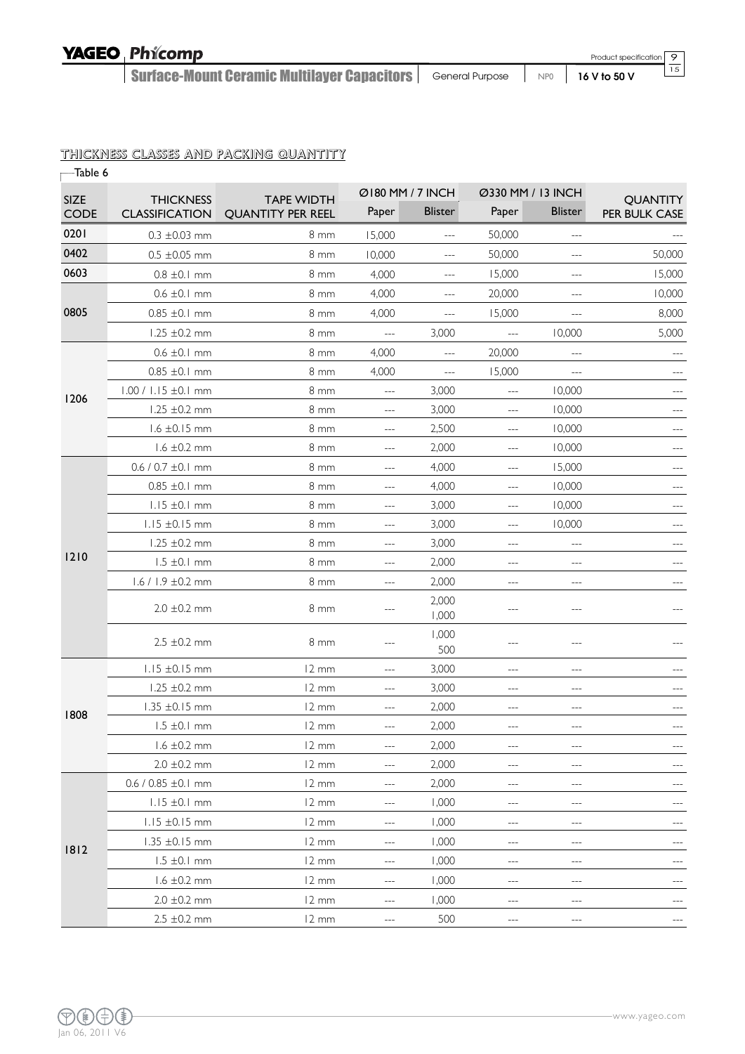## THICKNESS CLASSES AND PACKING QUANTITY

Table 6

| SIZE CODE | THICKNESS CLASSIFICATION | TAPE WIDTH QUANTITY PER REEL | Ø180 MM / 7 INCH | | Ø330 MM / 13 INCH | | QUANTITY PER BULK CASE |
|---|---|---|---|---|---|---|---|
| | | | Paper | Blister | Paper | Blister | |
| 0201 | 0.3 ±0.03 mm | 8 mm | 15,000 | --- | 50,000 | --- | --- |
| 0402 | 0.5 ±0.05 mm | 8 mm | 10,000 | --- | 50,000 | --- | 50,000 |
| 0603 | 0.8 ±0.1 mm | 8 mm | 4,000 | --- | 15,000 | --- | 15,000 |
| 0805 | 0.6 ±0.1 mm | 8 mm | 4,000 | --- | 20,000 | --- | 10,000 |
| | 0.85 ±0.1 mm | 8 mm | 4,000 | --- | 15,000 | --- | 8,000 |
| | 1.25 ±0.2 mm | 8 mm | --- | 3,000 | --- | 10,000 | 5,000 |
| 1206 | 0.6 ±0.1 mm | 8 mm | 4,000 | --- | 20,000 | --- | --- |
| | 0.85 ±0.1 mm | 8 mm | 4,000 | --- | 15,000 | --- | --- |
| | 1.00 / 1.15 ±0.1 mm | 8 mm | --- | 3,000 | --- | 10,000 | --- |
| | 1.25 ±0.2 mm | 8 mm | --- | 3,000 | --- | 10,000 | --- |
| | 1.6 ±0.15 mm | 8 mm | --- | 2,500 | --- | 10,000 | --- |
| | 1.6 ±0.2 mm | 8 mm | --- | 2,000 | --- | 10,000 | --- |
| 1210 | 0.6 / 0.7 ±0.1 mm | 8 mm | --- | 4,000 | --- | 15,000 | --- |
| | 0.85 ±0.1 mm | 8 mm | --- | 4,000 | --- | 10,000 | --- |
| | 1.15 ±0.1 mm | 8 mm | --- | 3,000 | --- | 10,000 | --- |
| | 1.15 ±0.15 mm | 8 mm | --- | 3,000 | --- | 10,000 | --- |
| | 1.25 ±0.2 mm | 8 mm | --- | 3,000 | --- | --- | --- |
| | 1.5 ±0.1 mm | 8 mm | --- | 2,000 | --- | --- | --- |
| | 1.6 / 1.9 ±0.2 mm | 8 mm | --- | 2,000 | --- | --- | --- |
| | 2.0 ±0.2 mm | 8 mm | --- | 2,000<br>1,000 | --- | --- | --- |
| | 2.5 ±0.2 mm | 8 mm | --- | 1,000<br>500 | --- | --- | --- |
| 1808 | 1.15 ±0.15 mm | 12 mm | --- | 3,000 | --- | --- | --- |
| | 1.25 ±0.2 mm | 12 mm | --- | 3,000 | --- | --- | --- |
| | 1.35 ±0.15 mm | 12 mm | --- | 2,000 | --- | --- | --- |
| | 1.5 ±0.1 mm | 12 mm | --- | 2,000 | --- | --- | --- |
| | 1.6 ±0.2 mm | 12 mm | --- | 2,000 | --- | --- | --- |
| | 2.0 ±0.2 mm | 12 mm | --- | 2,000 | --- | --- | --- |
| 1812 | 0.6 / 0.85 ±0.1 mm | 12 mm | --- | 2,000 | --- | --- | --- |
| | 1.15 ±0.1 mm | 12 mm | --- | 1,000 | --- | --- | --- |
| | 1.15 ±0.15 mm | 12 mm | --- | 1,000 | --- | --- | --- |
| | 1.35 ±0.15 mm | 12 mm | --- | 1,000 | --- | --- | --- |
| | 1.5 ±0.1 mm | 12 mm | --- | 1,000 | --- | --- | --- |
| | 1.6 ±0.2 mm | 12 mm | --- | 1,000 | --- | --- | --- |
| | 2.0 ±0.2 mm | 12 mm | --- | 1,000 | --- | --- | --- |
| | 2.5 ±0.2 mm | 12 mm | --- | 500 | --- | --- | --- |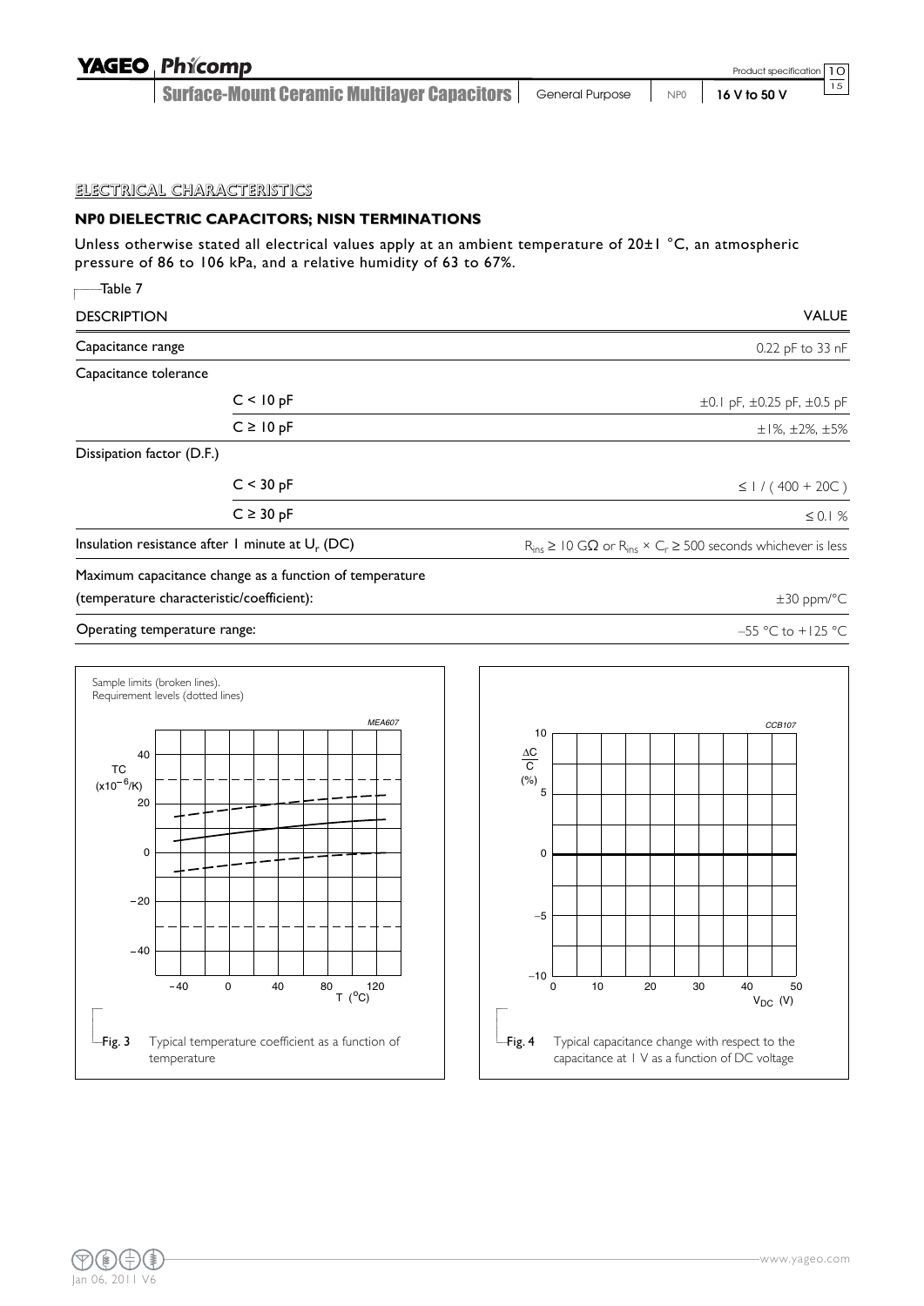## ELECTRICAL CHARACTERISTICS

### NP0 DIELECTRIC CAPACITORS; NISN TERMINATIONS

Unless otherwise stated all electrical values apply at an ambient temperature of 20±1 °C, an atmospheric pressure of 86 to 106 kPa, and a relative humidity of 63 to 67%.

Table 7

| DESCRIPTION | | VALUE |
|---|---|---|
| Capacitance range | | 0.22 pF to 33 nF |
| Capacitance tolerance | | |
| | C < 10 pF | ±0.1 pF, ±0.25 pF, ±0.5 pF |
| | C ≥ 10 pF | ±1%, ±2%, ±5% |
| Dissipation factor (D.F.) | | |
| | C < 30 pF | ≤ 1 / ( 400 + 20C ) |
| | C ≥ 30 pF | ≤ 0.1 % |
| Insulation resistance after 1 minute at $U_r$ (DC) | | $R_{ins}$ ≥ 10 GΩ or $R_{ins} \times C_r$ ≥ 500 seconds whichever is less |
| Maximum capacitance change as a function of temperature (temperature characteristic/coefficient): | | ±30 ppm/°C |
| Operating temperature range: | | –55 °C to +125 °C |

Sample limits (broken lines).
Requirement levels (dotted lines)

Fig. 3 Typical temperature coefficient as a function of temperature

Fig. 4 Typical capacitance change with respect to the capacitance at 1 V as a function of DC voltage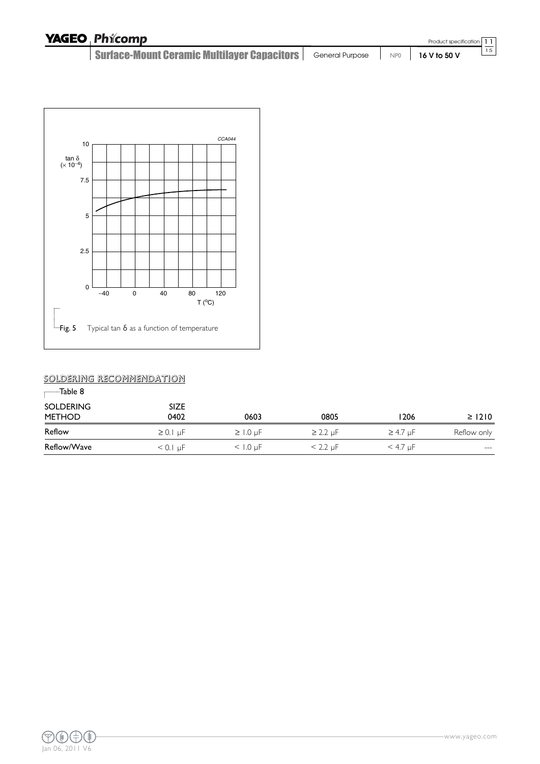Fig. 5 Typical tan δ as a function of temperature

## SOLDERING RECOMMENDATION

Table 8

| SOLDERING METHOD | SIZE 0402 | 0603 | 0805 | 1206 | ≥ 1210 |
|---|---|---|---|---|---|
| Reflow | ≥ 0.1 µF | ≥ 1.0 µF | ≥ 2.2 µF | ≥ 4.7 µF | Reflow only |
| Reflow/Wave | < 0.1 µF | < 1.0 µF | < 2.2 µF | < 4.7 µF | --- |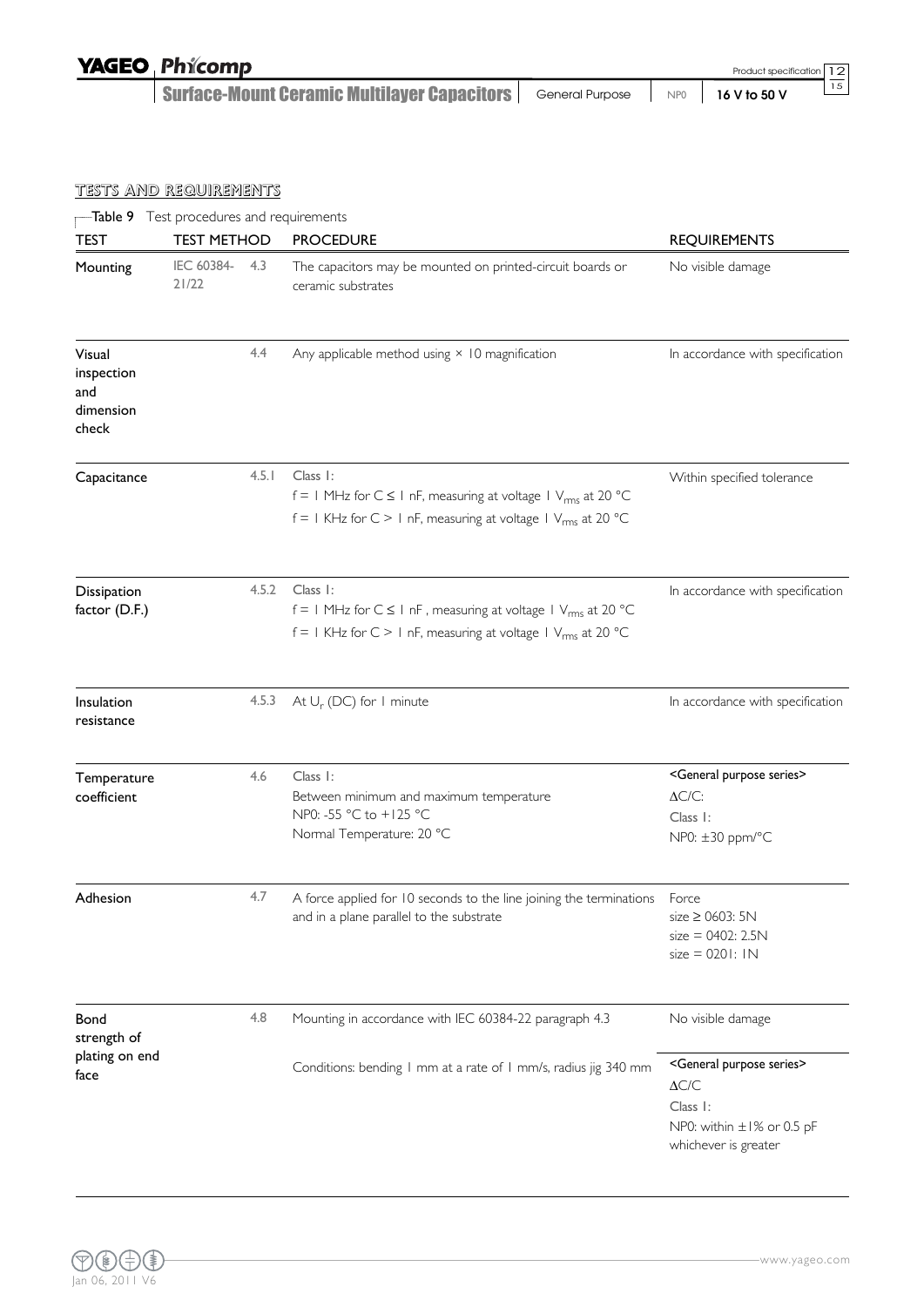## TESTS AND REQUIREMENTS

Table 9 Test procedures and requirements

| TEST | TEST METHOD | | PROCEDURE | REQUIREMENTS |
|---|---|---|---|---|
| Mounting | IEC 60384-21/22 | 4.3 | The capacitors may be mounted on printed-circuit boards or ceramic substrates | No visible damage |
| Visual inspection and dimension check | | 4.4 | Any applicable method using × 10 magnification | In accordance with specification |
| Capacitance | | 4.5.1 | Class 1:<br>f = 1 MHz for C ≤ 1 nF, measuring at voltage 1 $V_{rms}$ at 20 °C<br>f = 1 KHz for C > 1 nF, measuring at voltage 1 $V_{rms}$ at 20 °C | Within specified tolerance |
| Dissipation factor (D.F.) | | 4.5.2 | Class 1:<br>f = 1 MHz for C ≤ 1 nF , measuring at voltage 1 $V_{rms}$ at 20 °C<br>f = 1 KHz for C > 1 nF, measuring at voltage 1 $V_{rms}$ at 20 °C | In accordance with specification |
| Insulation resistance | | 4.5.3 | At $U_r$ (DC) for 1 minute | In accordance with specification |
| Temperature coefficient | | 4.6 | Class 1:<br>Between minimum and maximum temperature<br>NP0: -55 °C to +125 °C<br>Normal Temperature: 20 °C | <General purpose series><br>ΔC/C:<br>Class 1:<br>NP0: ±30 ppm/°C |
| Adhesion | | 4.7 | A force applied for 10 seconds to the line joining the terminations and in a plane parallel to the substrate | Force<br>size ≥ 0603: 5N<br>size = 0402: 2.5N<br>size = 0201: 1N |
| Bond strength of plating on end face | | 4.8 | Mounting in accordance with IEC 60384-22 paragraph 4.3 | No visible damage |
| | | | Conditions: bending 1 mm at a rate of 1 mm/s, radius jig 340 mm | <General purpose series><br>ΔC/C<br>Class 1:<br>NP0: within ±1% or 0.5 pF whichever is greater |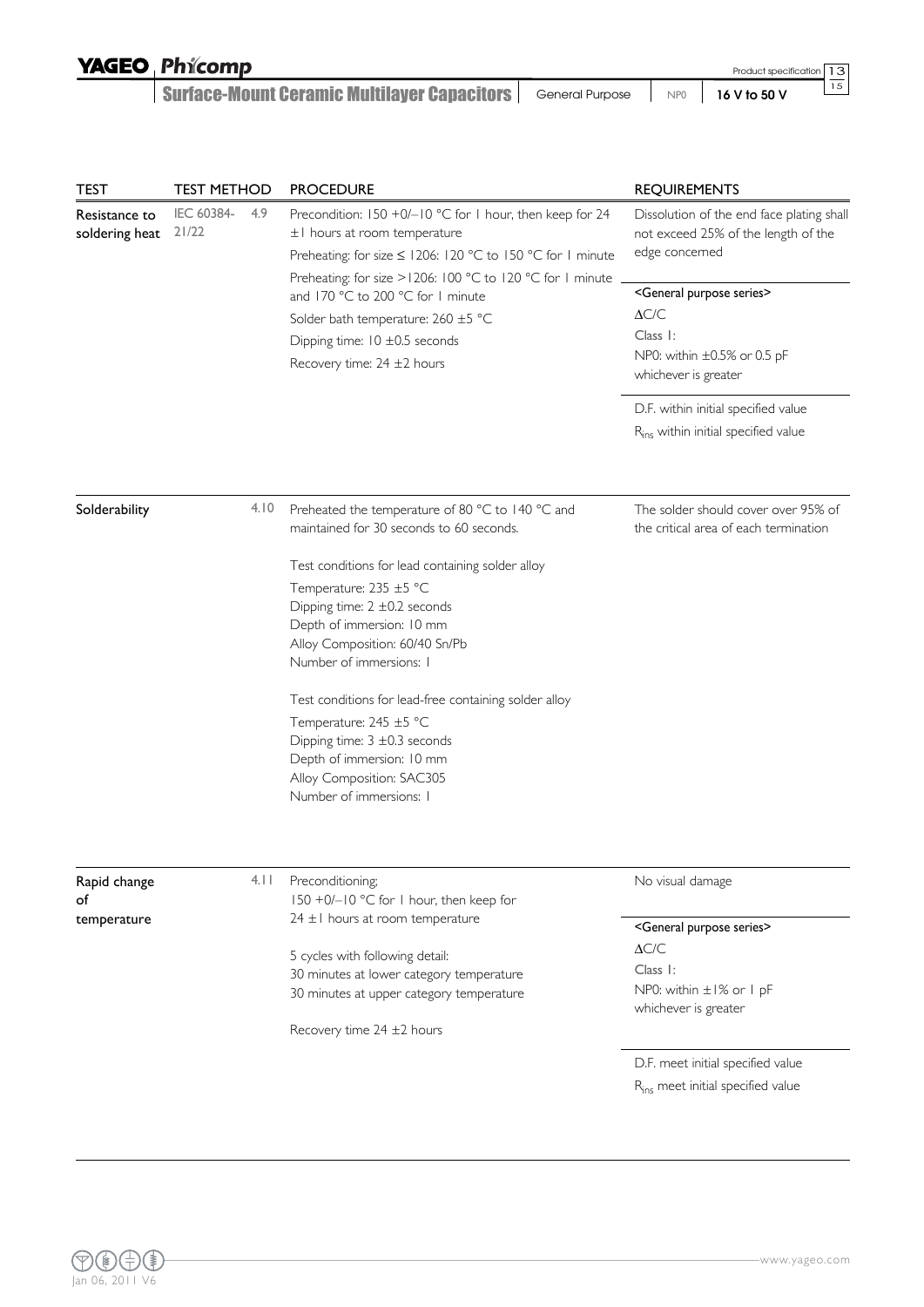| TEST | TEST METHOD | | PROCEDURE | REQUIREMENTS |
|---|---|---|---|---|
| Resistance to soldering heat | IEC 60384-21/22 | 4.9 | Precondition: 150 +0/−10 °C for 1 hour, then keep for 24 ±1 hours at room temperature<br>Preheating: for size ≤ 1206: 120 °C to 150 °C for 1 minute<br>Preheating: for size >1206: 100 °C to 120 °C for 1 minute and 170 °C to 200 °C for 1 minute<br>Solder bath temperature: 260 ±5 °C<br>Dipping time: 10 ±0.5 seconds<br>Recovery time: 24 ±2 hours | Dissolution of the end face plating shall not exceed 25% of the length of the edge concerned<br><General purpose series><br>$\Delta C/C$<br>Class 1:<br>NP0: within ±0.5% or 0.5 pF whichever is greater<br>D.F. within initial specified value<br>$R_{ins}$ within initial specified value |
| Solderability | | 4.10 | Preheated the temperature of 80 °C to 140 °C and maintained for 30 seconds to 60 seconds.<br><br>Test conditions for lead containing solder alloy<br>Temperature: 235 ±5 °C<br>Dipping time: 2 ±0.2 seconds<br>Depth of immersion: 10 mm<br>Alloy Composition: 60/40 Sn/Pb<br>Number of immersions: 1<br><br>Test conditions for lead-free containing solder alloy<br>Temperature: 245 ±5 °C<br>Dipping time: 3 ±0.3 seconds<br>Depth of immersion: 10 mm<br>Alloy Composition: SAC305<br>Number of immersions: 1 | The solder should cover over 95% of the critical area of each termination |
| Rapid change of temperature | | 4.11 | Preconditioning;<br>150 +0/−10 °C for 1 hour, then keep for 24 ±1 hours at room temperature<br><br>5 cycles with following detail:<br>30 minutes at lower category temperature<br>30 minutes at upper category temperature<br><br>Recovery time 24 ±2 hours | No visual damage<br><General purpose series><br>$\Delta C/C$<br>Class 1:<br>NP0: within ±1% or 1 pF whichever is greater<br>D.F. meet initial specified value<br>$R_{ins}$ meet initial specified value |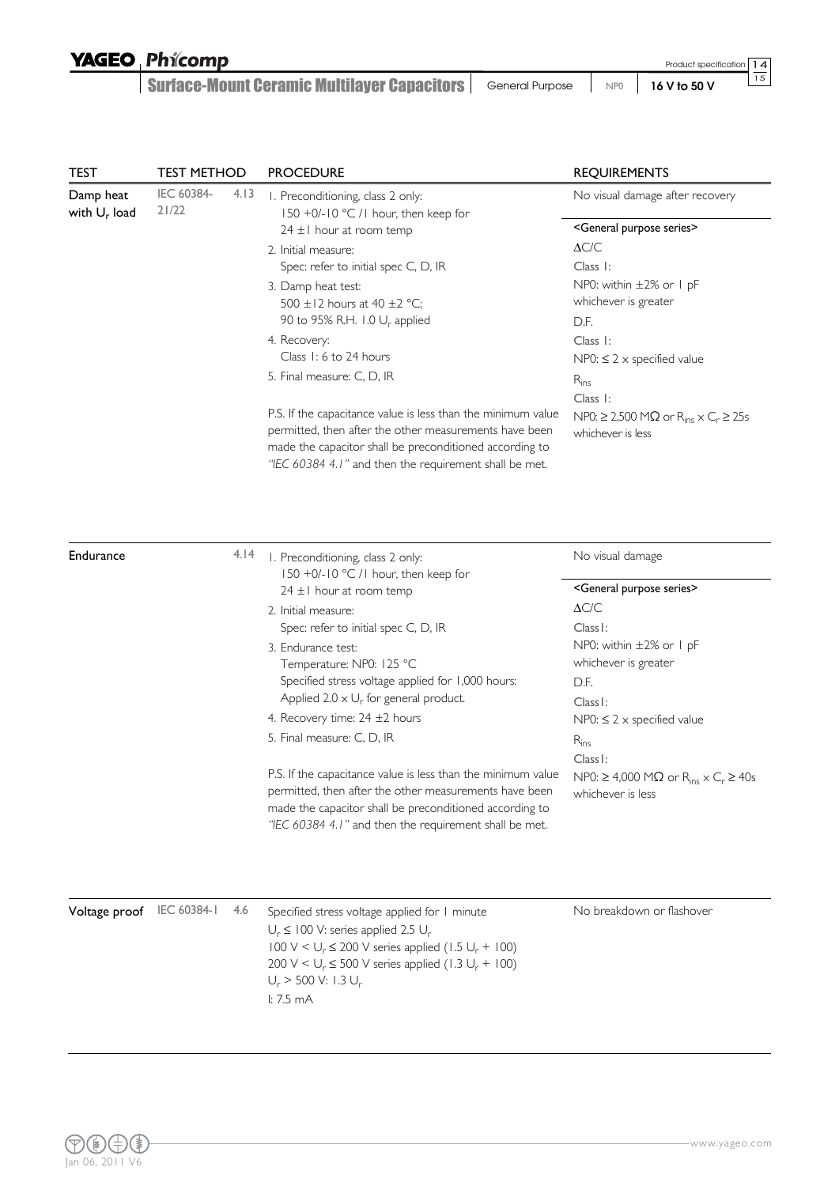| TEST | TEST METHOD | | PROCEDURE | REQUIREMENTS |
|---|---|---|---|---|
| Damp heat with $U_r$ load | IEC 60384-21/22 | 4.13 | 1. Preconditioning, class 2 only: 150 +0/-10 °C /1 hour, then keep for 24 ±1 hour at room temp<br>2. Initial measure: Spec: refer to initial spec C, D, IR<br>3. Damp heat test: 500 ±12 hours at 40 ±2 °C; 90 to 95% R.H. 1.0 $U_r$ applied<br>4. Recovery: Class 1: 6 to 24 hours<br>5. Final measure: C, D, IR<br><br>P.S. If the capacitance value is less than the minimum value permitted, then after the other measurements have been made the capacitor shall be preconditioned according to *"IEC 60384 4.1"* and then the requirement shall be met. | No visual damage after recovery<br><br><General purpose series><br>ΔC/C<br>Class 1:<br>NP0: within ±2% or 1 pF whichever is greater<br>D.F.<br>Class 1:<br>NP0: ≤ 2 × specified value<br>$R_{ins}$<br>Class 1:<br>NP0: ≥ 2,500 MΩ or $R_{ins} \times C_r \geq 25s$ whichever is less |
| Endurance | | 4.14 | 1. Preconditioning, class 2 only: 150 +0/-10 °C /1 hour, then keep for 24 ±1 hour at room temp<br>2. Initial measure: Spec: refer to initial spec C, D, IR<br>3. Endurance test: Temperature: NP0: 125 °C Specified stress voltage applied for 1,000 hours: Applied 2.0 × $U_r$ for general product.<br>4. Recovery time: 24 ±2 hours<br>5. Final measure: C, D, IR<br><br>P.S. If the capacitance value is less than the minimum value permitted, then after the other measurements have been made the capacitor shall be preconditioned according to *"IEC 60384 4.1"* and then the requirement shall be met. | No visual damage<br><br><General purpose series><br>ΔC/C<br>Class1:<br>NP0: within ±2% or 1 pF whichever is greater<br>D.F.<br>Class1:<br>NP0: ≤ 2 × specified value<br>$R_{ins}$<br>Class1:<br>NP0: ≥ 4,000 MΩ or $R_{ins} \times C_r \geq 40s$ whichever is less |
| Voltage proof | IEC 60384-1 | 4.6 | Specified stress voltage applied for 1 minute<br>$U_r \leq 100$ V: series applied 2.5 $U_r$<br>100 V < $U_r \leq 200$ V series applied (1.5 $U_r$ + 100)<br>200 V < $U_r \leq 500$ V series applied (1.3 $U_r$ + 100)<br>$U_r > 500$ V: 1.3 $U_r$<br>I: 7.5 mA | No breakdown or flashover |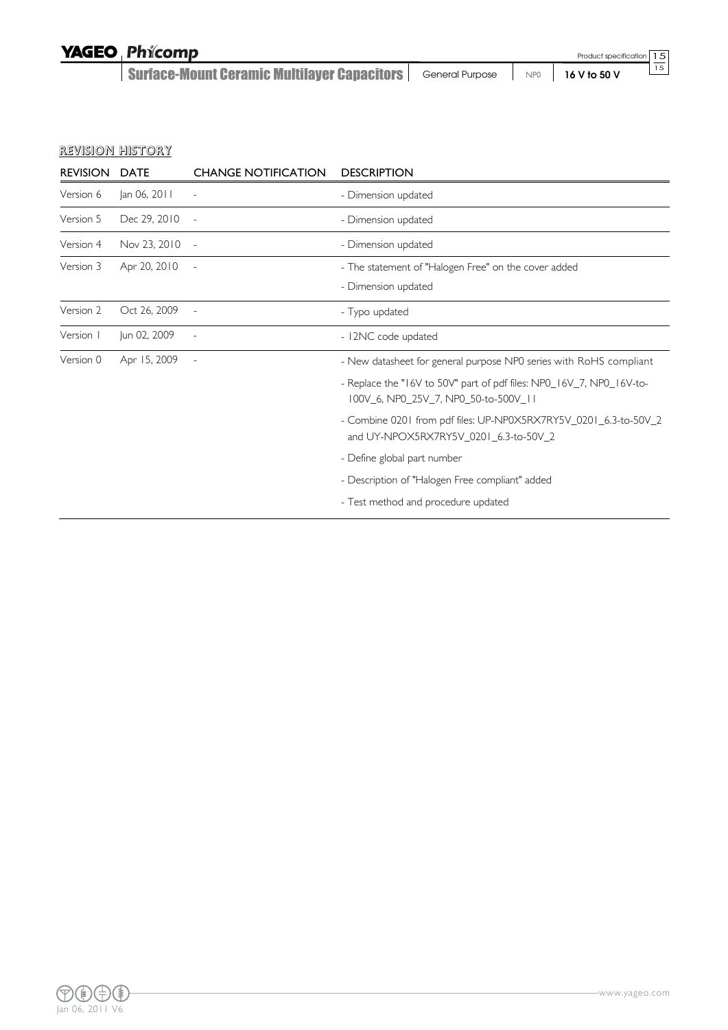## REVISION HISTORY

| REVISION | DATE | CHANGE NOTIFICATION | DESCRIPTION |
|---|---|---|---|
| Version 6 | Jan 06, 2011 | - | - Dimension updated |
| Version 5 | Dec 29, 2010 | - | - Dimension updated |
| Version 4 | Nov 23, 2010 | - | - Dimension updated |
| Version 3 | Apr 20, 2010 | - | - The statement of "Halogen Free" on the cover added<br>- Dimension updated |
| Version 2 | Oct 26, 2009 | - | - Typo updated |
| Version 1 | Jun 02, 2009 | - | - 12NC code updated |
| Version 0 | Apr 15, 2009 | - | - New datasheet for general purpose NP0 series with RoHS compliant<br>- Replace the "16V to 50V" part of pdf files: NP0_16V_7, NP0_16V-to-100V_6, NP0_25V_7, NP0_50-to-500V_11<br>- Combine 0201 from pdf files: UP-NP0X5RX7RY5V_0201_6.3-to-50V_2 and UY-NPOX5RX7RY5V_0201_6.3-to-50V_2<br>- Define global part number<br>- Description of "Halogen Free compliant" added<br>- Test method and procedure updated |